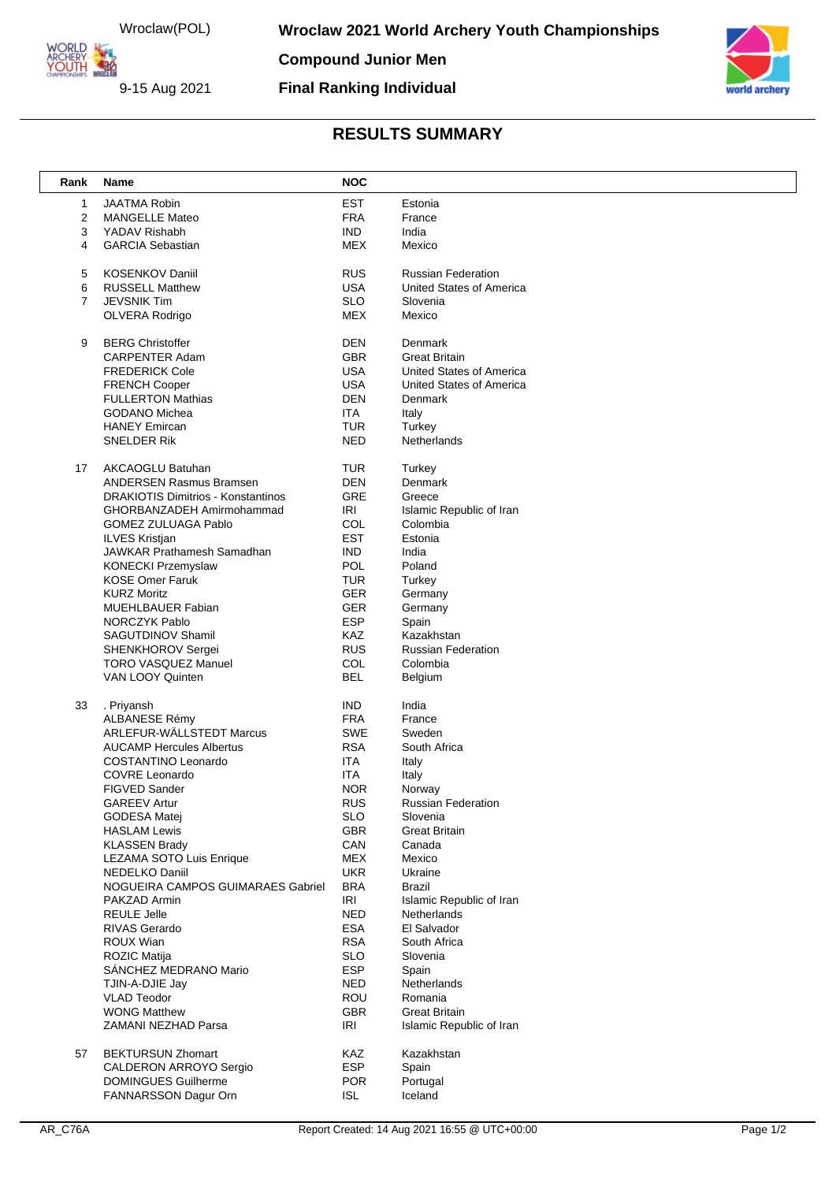Wroclaw(POL)

9-15 Aug 2021

# Wroclaw 2021 World Archery Youth Championships

## Compound Junior Men

## Final Ranking Individual

### RESULTS SUMMARY

| Rank | Name | NOC | |
|---|---|---|---|
| 1 | JAATMA Robin | EST | Estonia |
| 2 | MANGELLE Mateo | FRA | France |
| 3 | YADAV Rishabh | IND | India |
| 4 | GARCIA Sebastian | MEX | Mexico |
| 5 | KOSENKOV Daniil | RUS | Russian Federation |
| 6 | RUSSELL Matthew | USA | United States of America |
| 7 | JEVSNIK Tim | SLO | Slovenia |
| | OLVERA Rodrigo | MEX | Mexico |
| 9 | BERG Christoffer | DEN | Denmark |
| | CARPENTER Adam | GBR | Great Britain |
| | FREDERICK Cole | USA | United States of America |
| | FRENCH Cooper | USA | United States of America |
| | FULLERTON Mathias | DEN | Denmark |
| | GODANO Michea | ITA | Italy |
| | HANEY Emircan | TUR | Turkey |
| | SNELDER Rik | NED | Netherlands |
| 17 | AKCAOGLU Batuhan | TUR | Turkey |
| | ANDERSEN Rasmus Bramsen | DEN | Denmark |
| | DRAKIOTIS Dimitrios - Konstantinos | GRE | Greece |
| | GHORBANZADEH Amirmohammad | IRI | Islamic Republic of Iran |
| | GOMEZ ZULUAGA Pablo | COL | Colombia |
| | ILVES Kristjan | EST | Estonia |
| | JAWKAR Prathamesh Samadhan | IND | India |
| | KONECKI Przemyslaw | POL | Poland |
| | KOSE Omer Faruk | TUR | Turkey |
| | KURZ Moritz | GER | Germany |
| | MUEHLBAUER Fabian | GER | Germany |
| | NORCZYK Pablo | ESP | Spain |
| | SAGUTDINOV Shamil | KAZ | Kazakhstan |
| | SHENKHOROV Sergei | RUS | Russian Federation |
| | TORO VASQUEZ Manuel | COL | Colombia |
| | VAN LOOY Quinten | BEL | Belgium |
| 33 | . Priyansh | IND | India |
| | ALBANESE Rémy | FRA | France |
| | ARLEFUR-WÄLLSTEDT Marcus | SWE | Sweden |
| | AUCAMP Hercules Albertus | RSA | South Africa |
| | COSTANTINO Leonardo | ITA | Italy |
| | COVRE Leonardo | ITA | Italy |
| | FIGVED Sander | NOR | Norway |
| | GAREEV Artur | RUS | Russian Federation |
| | GODESA Matej | SLO | Slovenia |
| | HASLAM Lewis | GBR | Great Britain |
| | KLASSEN Brady | CAN | Canada |
| | LEZAMA SOTO Luis Enrique | MEX | Mexico |
| | NEDELKO Daniil | UKR | Ukraine |
| | NOGUEIRA CAMPOS GUIMARAES Gabriel | BRA | Brazil |
| | PAKZAD Armin | IRI | Islamic Republic of Iran |
| | REULE Jelle | NED | Netherlands |
| | RIVAS Gerardo | ESA | El Salvador |
| | ROUX Wian | RSA | South Africa |
| | ROZIC Matija | SLO | Slovenia |
| | SÁNCHEZ MEDRANO Mario | ESP | Spain |
| | TJIN-A-DJIE Jay | NED | Netherlands |
| | VLAD Teodor | ROU | Romania |
| | WONG Matthew | GBR | Great Britain |
| | ZAMANI NEZHAD Parsa | IRI | Islamic Republic of Iran |
| 57 | BEKTURSUN Zhomart | KAZ | Kazakhstan |
| | CALDERON ARROYO Sergio | ESP | Spain |
| | DOMINGUES Guilherme | POR | Portugal |
| | FANNARSSON Dagur Orn | ISL | Iceland |

AR_C76A Report Created: 14 Aug 2021 16:55 @ UTC+00:00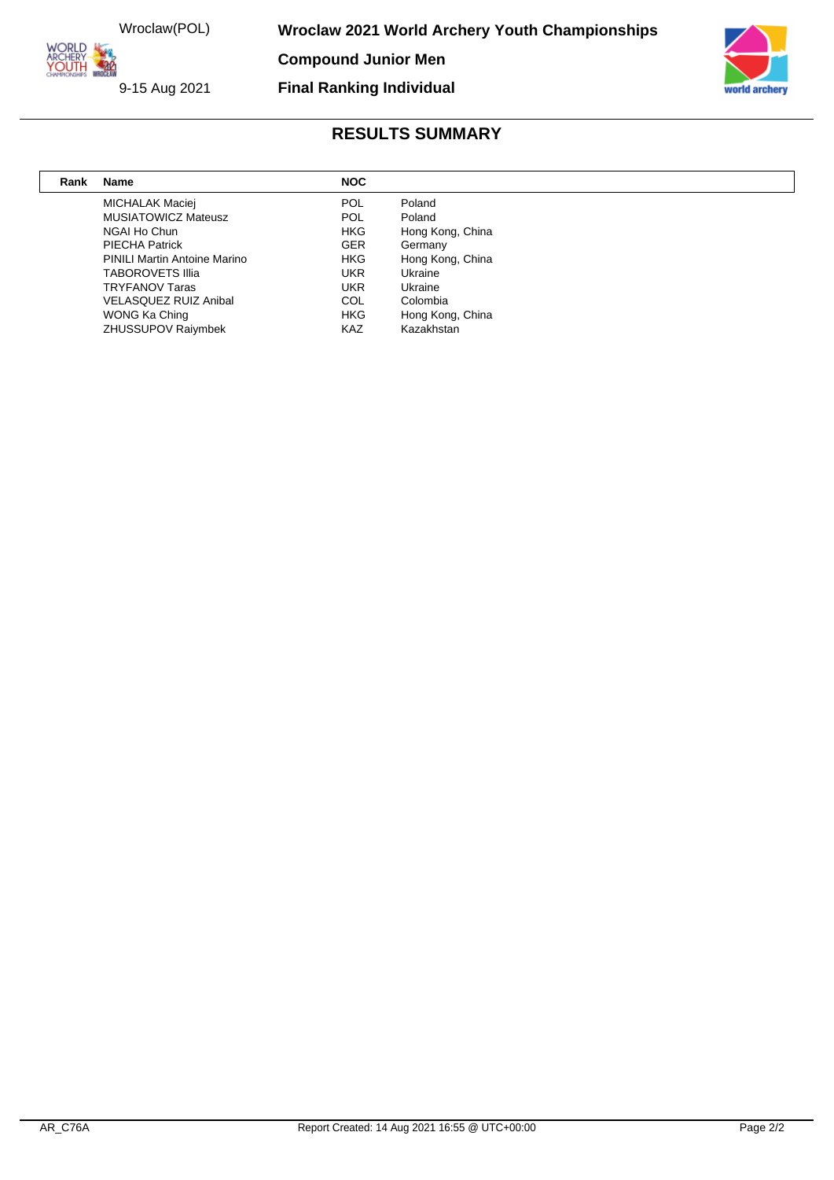# Wroclaw 2021 World Archery Youth Championships

Wroclaw(POL)

9-15 Aug 2021

**Compound Junior Men**

**Final Ranking Individual**

## RESULTS SUMMARY

| Rank | Name | NOC | |
|---|---|---|---|
| | MICHALAK Maciej | POL | Poland |
| | MUSIATOWICZ Mateusz | POL | Poland |
| | NGAI Ho Chun | HKG | Hong Kong, China |
| | PIECHA Patrick | GER | Germany |
| | PINILI Martin Antoine Marino | HKG | Hong Kong, China |
| | TABOROVETS Illia | UKR | Ukraine |
| | TRYFANOV Taras | UKR | Ukraine |
| | VELASQUEZ RUIZ Anibal | COL | Colombia |
| | WONG Ka Ching | HKG | Hong Kong, China |
| | ZHUSSUPOV Raiymbek | KAZ | Kazakhstan |

AR_C76A

Report Created: 14 Aug 2021 16:55 @ UTC+00:00